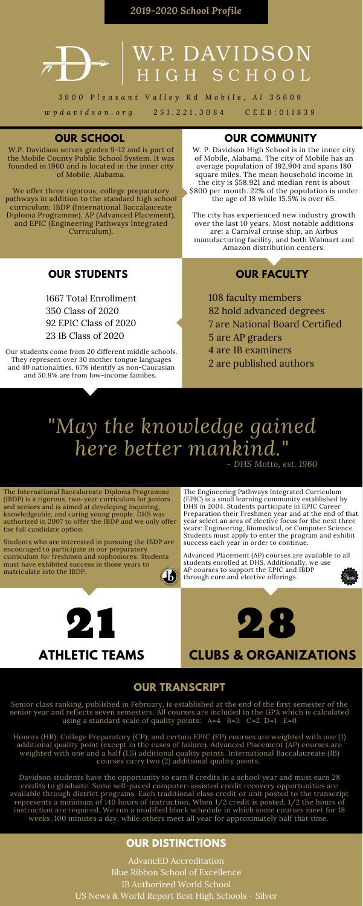*2019-2020 School Profile*

# W.P. DAVIDSON HIGH SCHOOL

*3900 Pleasant Valley Rd Mobile, Al 36609*

*wpdavidson.org* 251.221.3084 CEEB:011839

## OUR SCHOOL

W.P. Davidson serves grades 9-12 and is part of the Mobile County Public School System. It was founded in 1960 and is located in the inner city of Mobile, Alabama.

We offer three rigorous, college preparatory pathways in addition to the standard high school curriculum: IBDP (International Baccalaureate Diploma Programme), AP (Advanced Placement), and EPIC (Engineering Pathways Integrated Curriculum).

## OUR COMMUNITY

W. P. Davidson High School is in the inner city of Mobile, Alabama. The city of Mobile has an average population of 192,904 and spans 180 square miles. The mean household income in the city is $58,921 and median rent is about $800 per month. 22% of the population is under the age of 18 while 15.5% is over 65.

The city has experienced new industry growth over the last 10 years. Most notable additions are: a Carnival cruise ship, an Airbus manufacturing facility, and both Walmart and Amazon distribution centers.

## OUR STUDENTS

1667 Total Enrollment
350 Class of 2020
92 EPIC Class of 2020
23 IB Class of 2020

Our students come from 20 different middle schools. They represent over 30 mother tongue languages and 40 nationalities. 67% identify as non-Caucasian and 50.9% are from low-income families.

## OUR FACULTY

108 faculty members
82 hold advanced degrees
7 are National Board Certified
5 are AP graders
4 are IB examiners
2 are published authors

*"May the knowledge gained here better mankind."*
*~ DHS Motto, est. 1960*

The International Baccalaureate Diploma Programme (IBDP) is a rigorous, two-year curriculum for juniors and seniors and is aimed at developing inquiring, knowledgeable, and caring young people. DHS was authorized in 2007 to offer the IBDP and we only offer the full candidate option.

Students who are interested in pursuing the IBDP are encouraged to participate in our preparatory curriculum for freshmen and sophomores. Students must have exhibited success in those years to matriculate into the IBDP.

The Engineering Pathways Integrated Curriculum (EPIC) is a small learning community established by DHS in 2004. Students participate in EPIC Career Preparation their Freshmen year and at the end of that year select an area of elective focus for the next three years: Engineering, Biomedical, or Computer Science. Students must apply to enter the program and exhibit success each year in order to continue.

Advanced Placement (AP) courses are available to all students enrolled at DHS. Additionally, we use AP courses to support the EPIC and IBDP through core and elective offerings.

**21** ATHLETIC TEAMS

**28** CLUBS & ORGANIZATIONS

## OUR TRANSCRIPT

Senior class ranking, published in February, is established at the end of the first semester of the senior year and reflects seven semesters. All courses are included in the GPA which is calculated using a standard scale of quality points: A=4 B=3 C=2 D=1 E=0

Honors (HR); College Preparatory (CP); and certain EPIC (EP) courses are weighted with one (1) additional quality point (except in the cases of failure). Advanced Placement (AP) courses are weighted with one and a half (1.5) additional quality points. International Baccalaureate (IB) courses carry two (2) additional quality points.

Davidson students have the opportunity to earn 8 credits in a school year and must earn 28 credits to graduate. Some self-paced computer-assisted credit recovery opportunities are available through district programs. Each traditional class credit or unit posted to the transcript represents a minimum of 140 hours of instruction. When 1/2 credit is posted, 1/2 the hours of instruction are required. We run a modified block schedule in which some courses meet for 18 weeks, 100 minutes a day, while others meet all year for approximately half that time.

## OUR DISTINCTIONS

AdvancED Accreditation
Blue Ribbon School of Excellence
IB Authorized World School
US News & World Report Best High Schools - Silver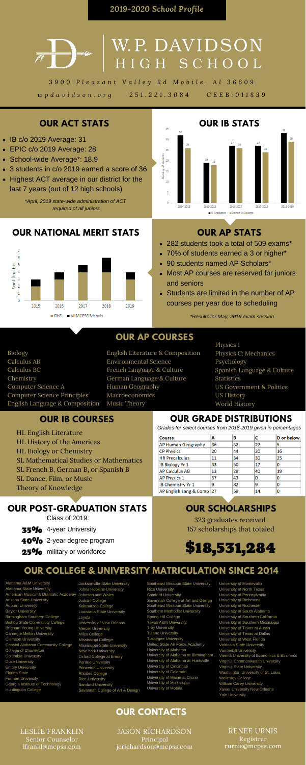*2019-2020 School Profile*

# W.P. DAVIDSON HIGH SCHOOL

3900 Pleasant Valley Rd Mobile, Al 36609

wpdavidson.org 251.221.3084 CEEB:011839

## OUR ACT STATS

- IB c/o 2019 Average: 31
- EPIC c/o 2019 Average: 28
- School-wide Average*: 18.9
- 3 students in c/o 2019 earned a score of 36
- Highest ACT average in our district for the last 7 years (out of 12 high schools)

*\*April, 2019 state-wide administration of ACT required of all juniors*

## OUR IB STATS

Number of Students

35
30
25
20
15
10
5
0

31
26
19
18
27
26
27
24
31
29

2014-2015
2015-2016
2016-2017
2017-2018
2018-2019

IB Graduates
Earned IB Diploma

## OUR NATIONAL MERIT STATS

Semi-finalists

7
6
5
4
3
2
1
0

2015
2016
2017
2018
2019

DHS
All MCPSS Schools

## OUR AP STATS

- 282 students took a total of 509 exams*
- 70% of students earned a 3 or higher*
- 90 students named AP Scholars*
- Most AP courses are reserved for juniors and seniors
- Students are limited in the number of AP courses per year due to scheduling

*\*Results for May, 2019 exam session*

## OUR AP COURSES

Biology
Calculus AB
Calculus BC
Chemistry
Computer Science A
Computer Science Principles
English Language & Composition
English Literature & Composition
Environmental Science
French Language & Culture
German Language & Culture
Human Geography
Macroeconomics
Music Theory
Physics 1
Physics C: Mechanics
Psychology
Spanish Language & Culture
Statistics
US Government & Politics
US History
World History

## OUR IB COURSES

HL English Literature
HL History of the Americas
HL Biology or Chemistry
SL Mathematical Studies or Mathematics
SL French B, German B, or Spanish B
SL Dance, Film, or Music
Theory of Knowledge

## OUR GRADE DISTRIBUTIONS

*Grades for select courses from 2018-2019 given in percentages*

| Course | A | B | C | D or below |
|---|---|---|---|---|
| AP Human Geography | 36 | 32 | 27 | 5 |
| CP Physics | 20 | 44 | 20 | 16 |
| HR Precalculus | 11 | 34 | 30 | 25 |
| IB Biology Yr 1 | 33 | 50 | 17 | 0 |
| AP Calculus AB | 13 | 28 | 40 | 19 |
| AP Physics 1 | 57 | 43 | 0 | 0 |
| IB Chemistry Yr 1 | 9 | 82 | 9 | 0 |
| AP English Lang & Comp | 27 | 59 | 14 | 0 |

## OUR POST-GRADUATION STATS

Class of 2019:

**35%** 4-year University
**40%** 2-year degree program
**25%** military or workforce

## OUR SCHOLARSHIPS

323 graduates received 157 scholarships that totaled

**$18,531,284**

## OUR COLLEGE & UNIVERSITY MATRICULATION SINCE 2014

Alabama A&M University
Alabama State University
American Musical & Dramatic Academy
Arizona State University
Auburn University
Baylor University
Birmingham Southern College
Bishop State Community College
Brigham Young University
Carnegie Mellon University
Clemson University
Coastal Alabama Community College
College of Charleston
Columbia University
Duke University
Emory University
Florida State
Furman University
Georgia Institute of Technology
Huntingdon College
Jacksonville State University
Johns Hopkins University
Johnson and Wales
Judson College
Kalamazoo College
Louisiana State University
Loyola
University of New Orleans
Mercer University
Miles College
Mississippi College
Mississippi State University
New York University
Oxford College at Emory
Perdue University
Princeton University
Rhodes College
Rice University
Samford University
Savannah College of Art & Design
Southeast Missouri State University
Rice University
Samford University
Savannah College of Art and Design
Southeast Missouri State University
Southern Methodist University
Spring Hill College
Texas A&M University
Troy University
Tulane University
Tuskegee University
United State Air Force Academy
University of Alabama
University of Alabama at Birmingham
University of Alabama at Huntsville
University of Cincinnati
University of Colorado
University of Maine at Orono
University of Mississippi
University of Mobile
University of Montevallo
University of North Texas
University of Pennsylvania
University of Richmond
University of Rochester
University of South Alabama
University of Southern California
University of Southern Mississippi
University of Texas at Austin
University of Texas at Dallas
University of West Florida
Valdosta State University
Vanderbilt University
Vienna University of Economics & Business
Virginia Commonwealth University
Virginia State University
Washington University of St. Louis
Wellesley College
William Carey University
Xavier University New Orleans
Yale University

## OUR CONTACTS

LESLIE FRANKLIN
Senior Counselor
lfrankl@mcpss.com

JASON RICHARDSON
Principal
jcrichardson@mcpss.com

RENEE URNIS
Registrar
rurnis@mcpss.com